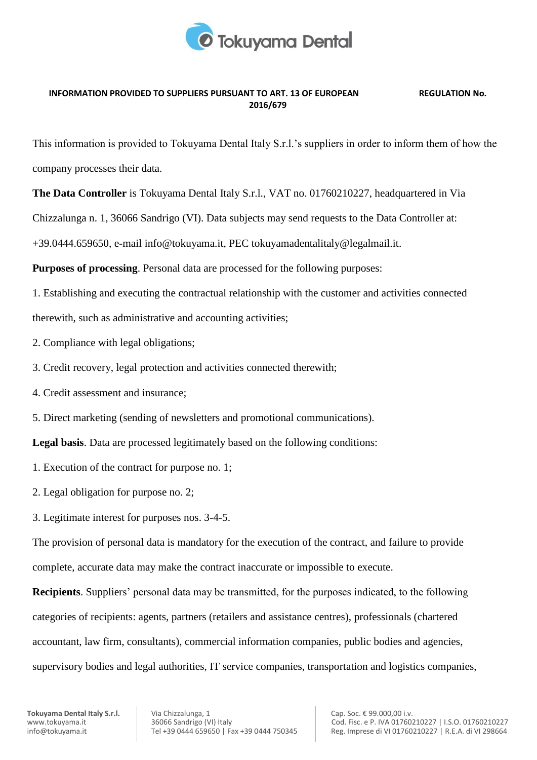## INFORMATION PROVIDED TO SUPPLIERS PURSUANT TO ART. 13 OF EUROPEAN REGULATION No. 2016/679

This information is provided to Tokuyama Dental Italy S.r.l.'s suppliers in order to inform them of how the company processes their data.

**The Data Controller** is Tokuyama Dental Italy S.r.l., VAT no. 01760210227, headquartered in Via Chizzalunga n. 1, 36066 Sandrigo (VI). Data subjects may send requests to the Data Controller at: +39.0444.659650, e-mail info@tokuyama.it, PEC tokuyamadentalitaly@legalmail.it.

**Purposes of processing**. Personal data are processed for the following purposes:

1. Establishing and executing the contractual relationship with the customer and activities connected therewith, such as administrative and accounting activities;
2. Compliance with legal obligations;
3. Credit recovery, legal protection and activities connected therewith;
4. Credit assessment and insurance;
5. Direct marketing (sending of newsletters and promotional communications).

**Legal basis**. Data are processed legitimately based on the following conditions:

1. Execution of the contract for purpose no. 1;
2. Legal obligation for purpose no. 2;
3. Legitimate interest for purposes nos. 3-4-5.

The provision of personal data is mandatory for the execution of the contract, and failure to provide complete, accurate data may make the contract inaccurate or impossible to execute.

**Recipients**. Suppliers' personal data may be transmitted, for the purposes indicated, to the following categories of recipients: agents, partners (retailers and assistance centres), professionals (chartered accountant, law firm, consultants), commercial information companies, public bodies and agencies, supervisory bodies and legal authorities, IT service companies, transportation and logistics companies,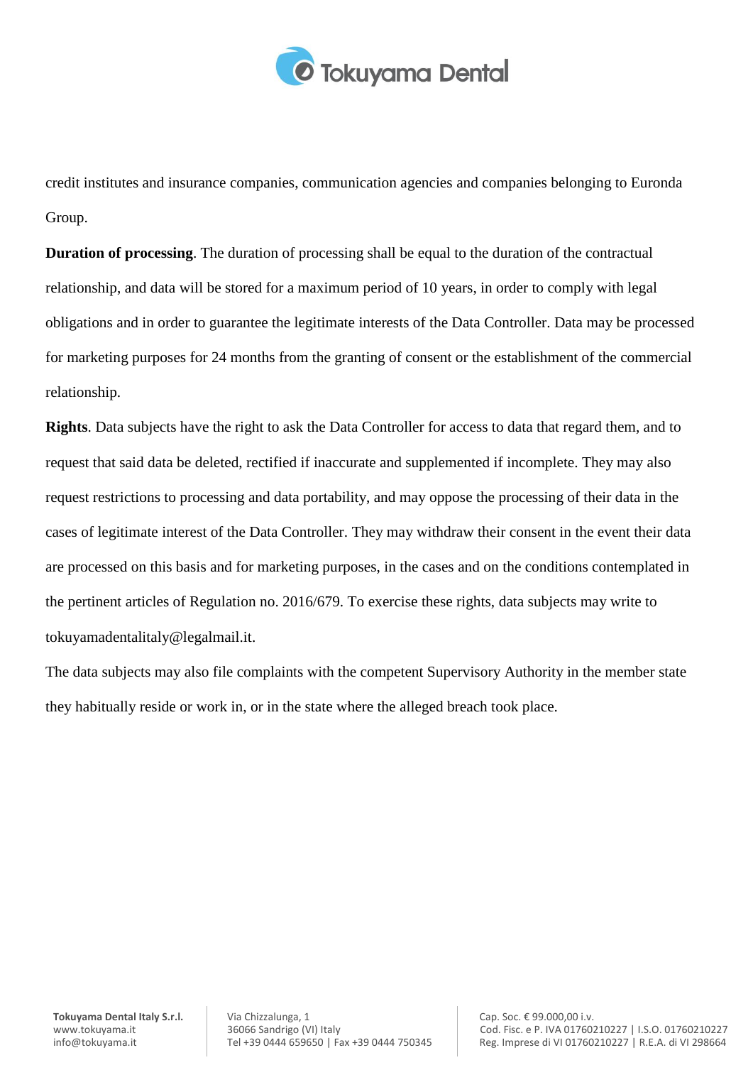credit institutes and insurance companies, communication agencies and companies belonging to Euronda Group.

**Duration of processing**. The duration of processing shall be equal to the duration of the contractual relationship, and data will be stored for a maximum period of 10 years, in order to comply with legal obligations and in order to guarantee the legitimate interests of the Data Controller. Data may be processed for marketing purposes for 24 months from the granting of consent or the establishment of the commercial relationship.

**Rights**. Data subjects have the right to ask the Data Controller for access to data that regard them, and to request that said data be deleted, rectified if inaccurate and supplemented if incomplete. They may also request restrictions to processing and data portability, and may oppose the processing of their data in the cases of legitimate interest of the Data Controller. They may withdraw their consent in the event their data are processed on this basis and for marketing purposes, in the cases and on the conditions contemplated in the pertinent articles of Regulation no. 2016/679. To exercise these rights, data subjects may write to tokuyamadentalitaly@legalmail.it.

The data subjects may also file complaints with the competent Supervisory Authority in the member state they habitually reside or work in, or in the state where the alleged breach took place.